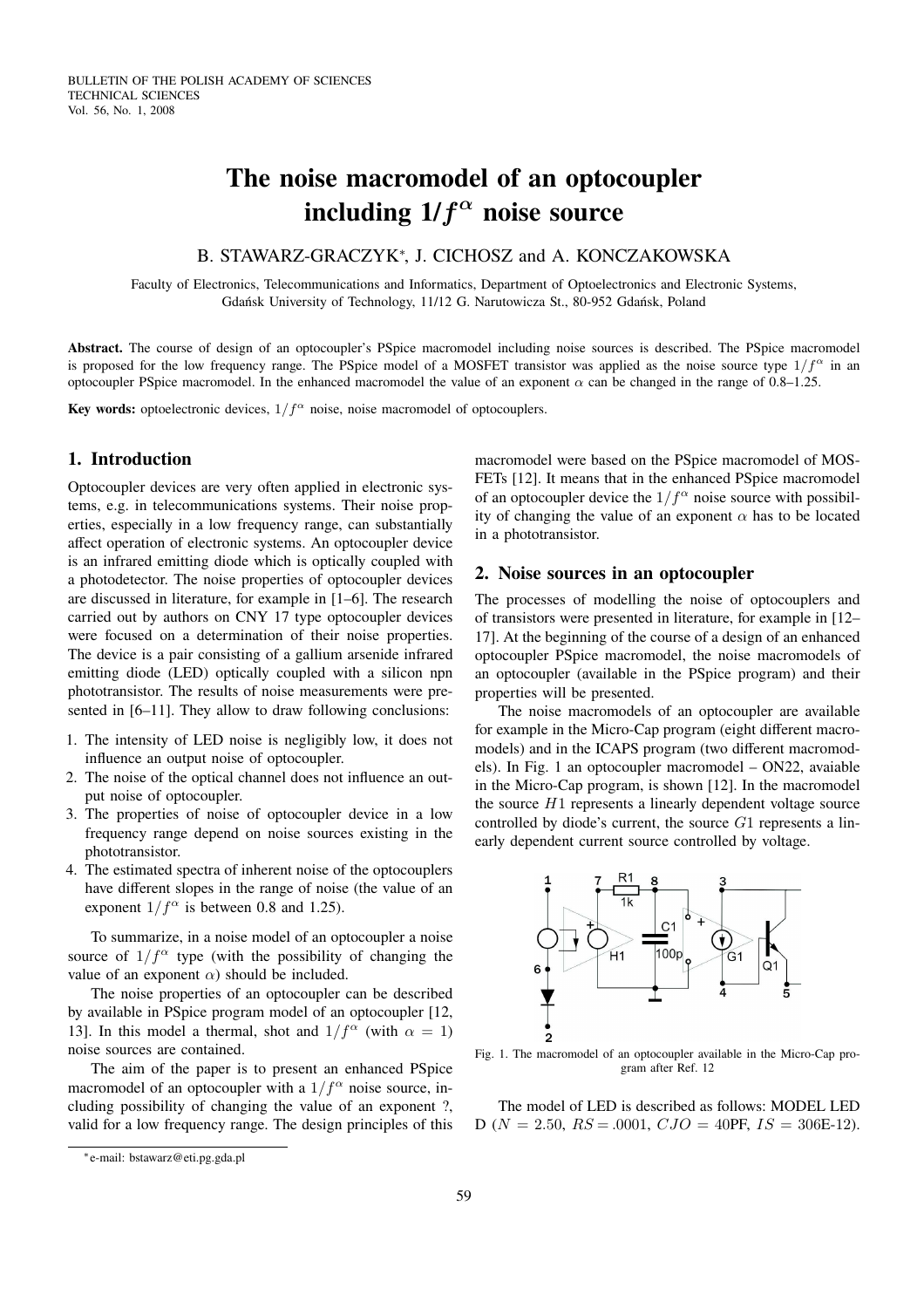# The noise macromodel of an optocoupler including $1/f^{\alpha}$ noise source

B. STAWARZ-GRACZYK*, J. CICHOSZ and A. KONCZAKOWSKA

Faculty of Electronics, Telecommunications and Informatics, Department of Optoelectronics and Electronic Systems, Gdańsk University of Technology, 11/12 G. Narutowicza St., 80-952 Gdańsk, Poland

**Abstract.** The course of design of an optocoupler's PSpice macromodel including noise sources is described. The PSpice macromodel is proposed for the low frequency range. The PSpice model of a MOSFET transistor was applied as the noise source type $1/f^{\alpha}$ in an optocoupler PSpice macromodel. In the enhanced macromodel the value of an exponent $\alpha$ can be changed in the range of 0.8–1.25.

**Key words:** optoelectronic devices, $1/f^{\alpha}$ noise, noise macromodel of optocouplers.

## 1. Introduction

Optocoupler devices are very often applied in electronic systems, e.g. in telecommunications systems. Their noise properties, especially in a low frequency range, can substantially affect operation of electronic systems. An optocoupler device is an infrared emitting diode which is optically coupled with a photodetector. The noise properties of optocoupler devices are discussed in literature, for example in [1–6]. The research carried out by authors on CNY 17 type optocoupler devices were focused on a determination of their noise properties. The device is a pair consisting of a gallium arsenide infrared emitting diode (LED) optically coupled with a silicon npn phototransistor. The results of noise measurements were presented in [6–11]. They allow to draw following conclusions:

1. The intensity of LED noise is negligibly low, it does not influence an output noise of optocoupler.
2. The noise of the optical channel does not influence an output noise of optocoupler.
3. The properties of noise of optocoupler device in a low frequency range depend on noise sources existing in the phototransistor.
4. The estimated spectra of inherent noise of the optocouplers have different slopes in the range of noise (the value of an exponent $1/f^{\alpha}$ is between 0.8 and 1.25).

To summarize, in a noise model of an optocoupler a noise source of $1/f^{\alpha}$ type (with the possibility of changing the value of an exponent $\alpha$) should be included.

The noise properties of an optocoupler can be described by available in PSpice program model of an optocoupler [12, 13]. In this model a thermal, shot and $1/f^{\alpha}$ (with $\alpha = 1$) noise sources are contained.

The aim of the paper is to present an enhanced PSpice macromodel of an optocoupler with a $1/f^{\alpha}$ noise source, including possibility of changing the value of an exponent ?, valid for a low frequency range. The design principles of this macromodel were based on the PSpice macromodel of MOSFETs [12]. It means that in the enhanced PSpice macromodel of an optocoupler device the $1/f^{\alpha}$ noise source with possibility of changing the value of an exponent $\alpha$ has to be located in a phototransistor.

## 2. Noise sources in an optocoupler

The processes of modelling the noise of optocouplers and of transistors were presented in literature, for example in [12–17]. At the beginning of the course of a design of an enhanced optocoupler PSpice macromodel, the noise macromodels of an optocoupler (available in the PSpice program) and their properties will be presented.

The noise macromodels of an optocoupler are available for example in the Micro-Cap program (eight different macromodels) and in the ICAPS program (two different macromodels). In Fig. 1 an optocoupler macromodel – ON22, avaiable in the Micro-Cap program, is shown [12]. In the macromodel the source $H1$ represents a linearly dependent voltage source controlled by diode's current, the source $G1$ represents a linearly dependent current source controlled by voltage.

Fig. 1. The macromodel of an optocoupler available in the Micro-Cap program after Ref. 12

The model of LED is described as follows: MODEL LED D ($N = 2.50$, $RS = .0001$, $CJO = 40$PF, $IS = 306$E-12).

*e-mail: bstawarz@eti.pg.gda.pl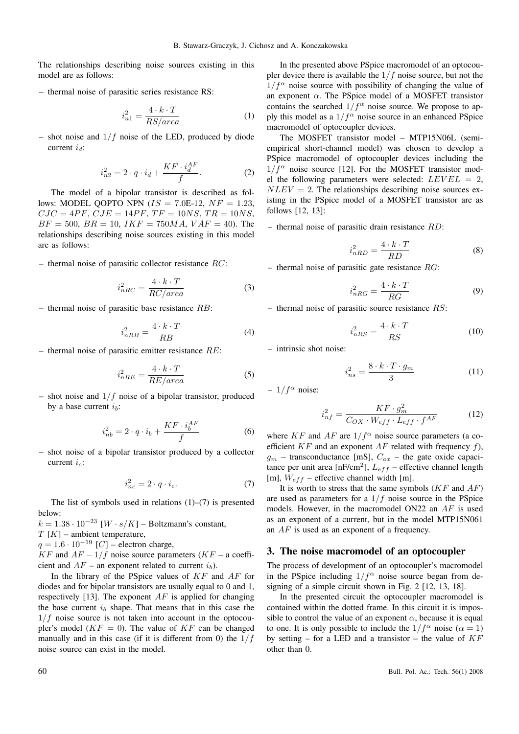The relationships describing noise sources existing in this model are as follows:

– thermal noise of parasitic series resistance RS:

$$i_{n1}^2 = \frac{4 \cdot k \cdot T}{RS/area} \tag{1}$$

– shot noise and $1/f$ noise of the LED, produced by diode current $i_d$:

$$i_{n2}^2 = 2 \cdot q \cdot i_d + \frac{KF \cdot i_d^{AF}}{f}. \tag{2}$$

The model of a bipolar transistor is described as follows: MODEL QOPTO NPN ($IS$ = 7.0E-12, $NF$ = 1.23, $CJC$ = 4$PF$, $CJE$ = 14$PF$, $TF$ = 10$NS$, $TR$ = 10$NS$, $BF$ = 500, $BR$ = 10, $IKF$ = 750$MA$, $VAF$ = 40). The relationships describing noise sources existing in this model are as follows:

– thermal noise of parasitic collector resistance $RC$:

$$i_{nRC}^2 = \frac{4 \cdot k \cdot T}{RC/area} \tag{3}$$

– thermal noise of parasitic base resistance $RB$:

$$i_{nRB}^2 = \frac{4 \cdot k \cdot T}{RB} \tag{4}$$

– thermal noise of parasitic emitter resistance $RE$:

$$i_{nRE}^2 = \frac{4 \cdot k \cdot T}{RE/area} \tag{5}$$

– shot noise and $1/f$ noise of a bipolar transistor, produced by a base current $i_b$:

$$i_{nb}^2 = 2 \cdot q \cdot i_b + \frac{KF \cdot i_b^{AF}}{f} \tag{6}$$

– shot noise of a bipolar transistor produced by a collector current $i_c$:

$$i_{nc}^2 = 2 \cdot q \cdot i_c. \tag{7}$$

The list of symbols used in relations (1)–(7) is presented below:

$k = 1.38 \cdot 10^{-23}$ $[W \cdot s/K]$ – Boltzmann's constant,

$T$ $[K]$ – ambient temperature,

$q = 1.6 \cdot 10^{-19}$ $[C]$ – electron charge,

$KF$ and $AF$ – $1/f$ noise source parameters ($KF$ – a coefficient and $AF$ – an exponent related to current $i_b$).

In the library of the PSpice values of $KF$ and $AF$ for diodes and for bipolar transistors are usually equal to 0 and 1, respectively [13]. The exponent $AF$ is applied for changing the base current $i_b$ shape. That means that in this case the $1/f$ noise source is not taken into account in the optocoupler's model ($KF = 0$). The value of $KF$ can be changed manually and in this case (if it is different from 0) the $1/f$ noise source can exist in the model.

In the presented above PSpice macromodel of an optocoupler device there is available the $1/f$ noise source, but not the $1/f^{\alpha}$ noise source with possibility of changing the value of an exponent $\alpha$. The PSpice model of a MOSFET transistor contains the searched $1/f^{\alpha}$ noise source. We propose to apply this model as a $1/f^{\alpha}$ noise source in an enhanced PSpice macromodel of optocoupler devices.

The MOSFET transistor model – MTP15N06L (semi-empirical short-channel model) was chosen to develop a PSpice macromodel of optocoupler devices including the $1/f^{\alpha}$ noise source [12]. For the MOSFET transistor model the following parameters were selected: $LEVEL = 2$, $NLEV = 2$. The relationships describing noise sources existing in the PSpice model of a MOSFET transistor are as follows [12, 13]:

– thermal noise of parasitic drain resistance $RD$:

$$i_{nRD}^2 = \frac{4 \cdot k \cdot T}{RD} \tag{8}$$

– thermal noise of parasitic gate resistance $RG$:

$$i_{nRG}^2 = \frac{4 \cdot k \cdot T}{RG} \tag{9}$$

– thermal noise of parasitic source resistance $RS$:

$$i_{nRS}^2 = \frac{4 \cdot k \cdot T}{RS} \tag{10}$$

– intrinsic shot noise:

$$i_{ns}^2 = \frac{8 \cdot k \cdot T \cdot g_m}{3} \tag{11}$$

– $1/f^{\alpha}$ noise:

$$i_{nf}^2 = \frac{KF \cdot g_m^2}{C_{OX} \cdot W_{eff} \cdot L_{eff} \cdot f^{AF}} \tag{12}$$

where $KF$ and $AF$ are $1/f^{\alpha}$ noise source parameters (a coefficient $KF$ and an exponent $AF$ related with frequency $f$), $g_m$ – transconductance [mS], $C_{ox}$ – the gate oxide capacitance per unit area [nF/cm$^2$], $L_{eff}$ – effective channel length [m], $W_{eff}$ – effective channel width [m].

It is worth to stress that the same symbols ($KF$ and $AF$) are used as parameters for a $1/f$ noise source in the PSpice models. However, in the macromodel ON22 an $AF$ is used as an exponent of a current, but in the model MTP15N061 an $AF$ is used as an exponent of a frequency.

## 3. The noise macromodel of an optocoupler

The process of development of an optocoupler's macromodel in the PSpice including $1/f^{\alpha}$ noise source began from designing of a simple circuit shown in Fig. 2 [12, 13, 18].

In the presented circuit the optocoupler macromodel is contained within the dotted frame. In this circuit it is impossible to control the value of an exponent $\alpha$, because it is equal to one. It is only possible to include the $1/f^{\alpha}$ noise ($\alpha = 1$) by setting – for a LED and a transistor – the value of $KF$ other than 0.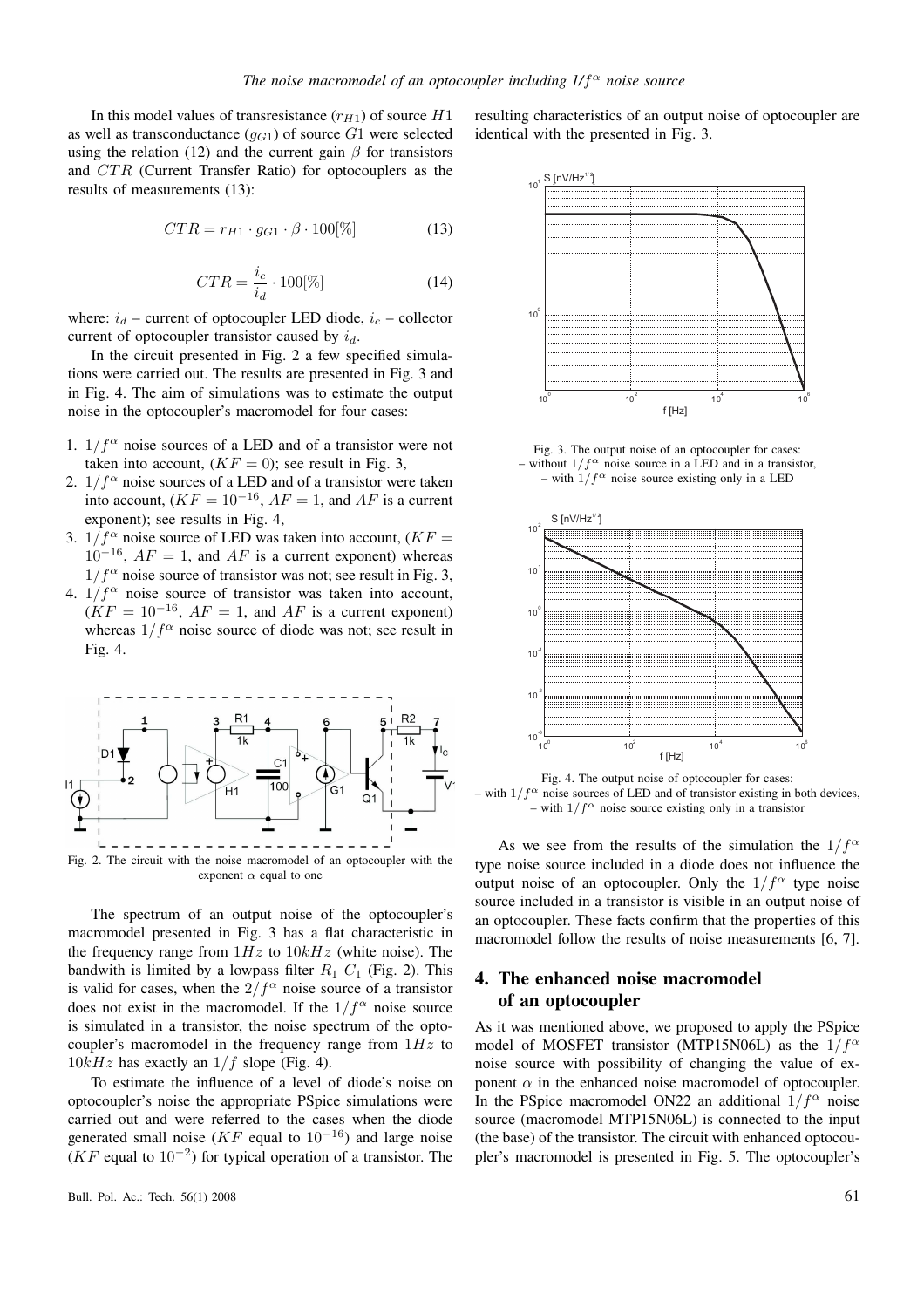In this model values of transresistance ($r_{H1}$) of source $H1$ as well as transconductance ($g_{G1}$) of source $G1$ were selected using the relation (12) and the current gain $\beta$ for transistors and $CTR$ (Current Transfer Ratio) for optocouplers as the results of measurements (13):

$$CTR = r_{H1} \cdot g_{G1} \cdot \beta \cdot 100[\%] \tag{13}$$

$$CTR = \frac{i_c}{i_d} \cdot 100[\%] \tag{14}$$

where: $i_d$ – current of optocoupler LED diode, $i_c$ – collector current of optocoupler transistor caused by $i_d$.

In the circuit presented in Fig. 2 a few specified simulations were carried out. The results are presented in Fig. 3 and in Fig. 4. The aim of simulations was to estimate the output noise in the optocoupler's macromodel for four cases:

1. $1/f^{\alpha}$ noise sources of a LED and of a transistor were not taken into account, ($KF = 0$); see result in Fig. 3,
2. $1/f^{\alpha}$ noise sources of a LED and of a transistor were taken into account, ($KF = 10^{-16}$, $AF = 1$, and $AF$ is a current exponent); see results in Fig. 4,
3. $1/f^{\alpha}$ noise source of LED was taken into account, ($KF = 10^{-16}$, $AF = 1$, and $AF$ is a current exponent) whereas $1/f^{\alpha}$ noise source of transistor was not; see result in Fig. 3,
4. $1/f^{\alpha}$ noise source of transistor was taken into account, ($KF = 10^{-16}$, $AF = 1$, and $AF$ is a current exponent) whereas $1/f^{\alpha}$ noise source of diode was not; see result in Fig. 4.

Fig. 2. The circuit with the noise macromodel of an optocoupler with the exponent $\alpha$ equal to one

The spectrum of an output noise of the optocoupler's macromodel presented in Fig. 3 has a flat characteristic in the frequency range from $1Hz$ to $10kHz$ (white noise). The bandwith is limited by a lowpass filter $R_1$ $C_1$ (Fig. 2). This is valid for cases, when the $2/f^{\alpha}$ noise source of a transistor does not exist in the macromodel. If the $1/f^{\alpha}$ noise source is simulated in a transistor, the noise spectrum of the optocoupler's macromodel in the frequency range from $1Hz$ to $10kHz$ has exactly an $1/f$ slope (Fig. 4).

To estimate the influence of a level of diode's noise on optocoupler's noise the appropriate PSpice simulations were carried out and were referred to the cases when the diode generated small noise ($KF$ equal to $10^{-16}$) and large noise ($KF$ equal to $10^{-2}$) for typical operation of a transistor. The resulting characteristics of an output noise of optocoupler are identical with the presented in Fig. 3.

Fig. 3. The output noise of an optocoupler for cases:
– without $1/f^{\alpha}$ noise source in a LED and in a transistor,
– with $1/f^{\alpha}$ noise source existing only in a LED

Fig. 4. The output noise of optocoupler for cases:
– with $1/f^{\alpha}$ noise sources of LED and of transistor existing in both devices,
– with $1/f^{\alpha}$ noise source existing only in a transistor

As we see from the results of the simulation the $1/f^{\alpha}$ type noise source included in a diode does not influence the output noise of an optocoupler. Only the $1/f^{\alpha}$ type noise source included in a transistor is visible in an output noise of an optocoupler. These facts confirm that the properties of this macromodel follow the results of noise measurements [6, 7].

## 4. The enhanced noise macromodel of an optocoupler

As it was mentioned above, we proposed to apply the PSpice model of MOSFET transistor (MTP15N06L) as the $1/f^{\alpha}$ noise source with possibility of changing the value of exponent $\alpha$ in the enhanced noise macromodel of optocoupler. In the PSpice macromodel ON22 an additional $1/f^{\alpha}$ noise source (macromodel MTP15N06L) is connected to the input (the base) of the transistor. The circuit with enhanced optocoupler's macromodel is presented in Fig. 5. The optocoupler's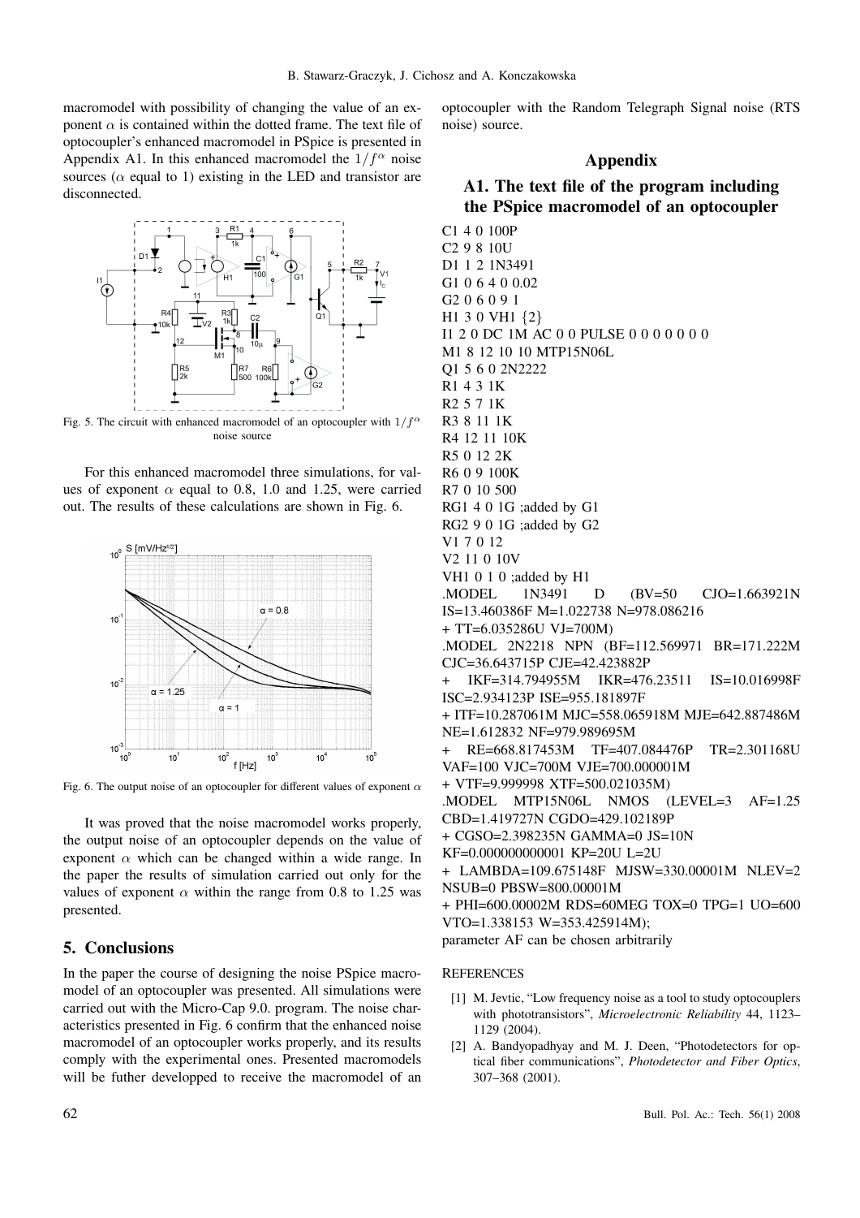macromodel with possibility of changing the value of an exponent $\alpha$ is contained within the dotted frame. The text file of optocoupler's enhanced macromodel in PSpice is presented in Appendix A1. In this enhanced macromodel the $1/f^{\alpha}$ noise sources ($\alpha$ equal to 1) existing in the LED and transistor are disconnected.

Fig. 5. The circuit with enhanced macromodel of an optocoupler with $1/f^{\alpha}$ noise source

For this enhanced macromodel three simulations, for values of exponent $\alpha$ equal to 0.8, 1.0 and 1.25, were carried out. The results of these calculations are shown in Fig. 6.

Fig. 6. The output noise of an optocoupler for different values of exponent $\alpha$

It was proved that the noise macromodel works properly, the output noise of an optocoupler depends on the value of exponent $\alpha$ which can be changed within a wide range. In the paper the results of simulation carried out only for the values of exponent $\alpha$ within the range from 0.8 to 1.25 was presented.

## 5. Conclusions

In the paper the course of designing the noise PSpice macromodel of an optocoupler was presented. All simulations were carried out with the Micro-Cap 9.0. program. The noise characteristics presented in Fig. 6 confirm that the enhanced noise macromodel of an optocoupler works properly, and its results comply with the experimental ones. Presented macromodels will be futher developped to receive the macromodel of an optocoupler with the Random Telegraph Signal noise (RTS noise) source.

## Appendix

### A1. The text file of the program including the PSpice macromodel of an optocoupler

```
C1 4 0 100P
C2 9 8 10U
D1 1 2 1N3491
G1 0 6 4 0 0.02
G2 0 6 0 9 1
H1 3 0 VH1 {2}
I1 2 0 DC 1M AC 0 0 PULSE 0 0 0 0 0 0 0
M1 8 12 10 10 MTP15N06L
Q1 5 6 0 2N2222
R1 4 3 1K
R2 5 7 1K
R3 8 11 1K
R4 12 11 10K
R5 0 12 2K
R6 0 9 100K
R7 0 10 500
RG1 4 0 1G ;added by G1
RG2 9 0 1G ;added by G2
V1 7 0 12
V2 11 0 10V
VH1 0 1 0 ;added by H1
.MODEL 1N3491 D (BV=50 CJO=1.663921N IS=13.460386F M=1.022738 N=978.086216
+ TT=6.035286U VJ=700M)
.MODEL 2N2218 NPN (BF=112.569971 BR=171.222M CJC=36.643715P CJE=42.423882P
+ IKF=314.794955M IKR=476.23511 IS=10.016998F ISC=2.934123P ISE=955.181897F
+ ITF=10.287061M MJC=558.065918M MJE=642.887486M NE=1.612832 NF=979.989695M
+ RE=668.817453M TF=407.084476P TR=2.301168U VAF=100 VJC=700M VJE=700.000001M
+ VTF=9.999998 XTF=500.021035M)
.MODEL MTP15N06L NMOS (LEVEL=3 AF=1.25 CBD=1.419727N CGDO=429.102189P
+ CGSO=2.398235N GAMMA=0 JS=10N KF=0.000000000001 KP=20U L=2U
+ LAMBDA=109.675148F MJSW=330.00001M NLEV=2 NSUB=0 PBSW=800.00001M
+ PHI=600.00002M RDS=60MEG TOX=0 TPG=1 UO=600 VTO=1.338153 W=353.425914M);
parameter AF can be chosen arbitrarily
```

## References

[1] M. Jevtic, "Low frequency noise as a tool to study optocouplers with phototransistors", *Microelectronic Reliability* 44, 1123–1129 (2004).

[2] A. Bandyopadhyay and M. J. Deen, "Photodetectors for optical fiber communications", *Photodetector and Fiber Optics*, 307–368 (2001).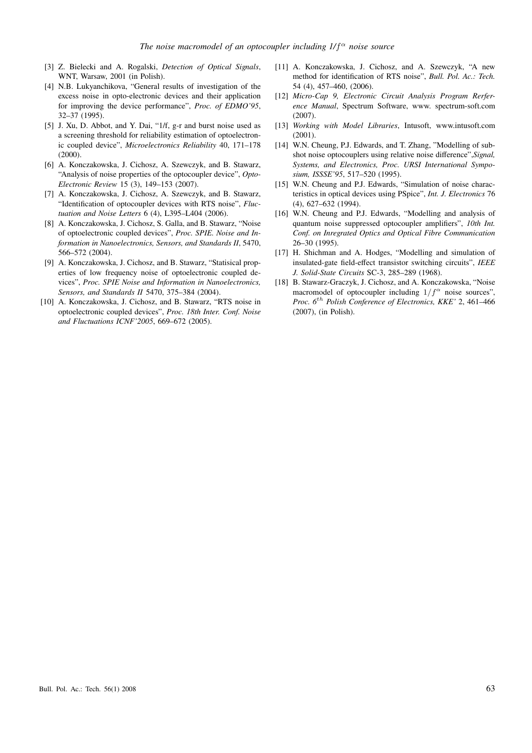[3] Z. Bielecki and A. Rogalski, *Detection of Optical Signals*, WNT, Warsaw, 2001 (in Polish).

[4] N.B. Lukyanchikova, "General results of investigation of the excess noise in opto-electronic devices and their application for improving the device performance", *Proc. of EDMO'95*, 32–37 (1995).

[5] J. Xu, D. Abbot, and Y. Dai, "1/f, g-r and burst noise used as a screening threshold for reliability estimation of optoelectronic coupled device", *Microelectronics Reliability* 40, 171–178 (2000).

[6] A. Konczakowska, J. Cichosz, A. Szewczyk, and B. Stawarz, "Analysis of noise properties of the optocoupler device", *Opto-Electronic Review* 15 (3), 149–153 (2007).

[7] A. Konczakowska, J. Cichosz, A. Szewczyk, and B. Stawarz, "Identification of optocoupler devices with RTS noise", *Fluctuation and Noise Letters* 6 (4), L395–L404 (2006).

[8] A. Konczakowska, J. Cichosz, S. Galla, and B. Stawarz, "Noise of optoelectronic coupled devices", *Proc. SPIE. Noise and Information in Nanoelectronics, Sensors, and Standards II*, 5470, 566–572 (2004).

[9] A. Konczakowska, J. Cichosz, and B. Stawarz, "Statisical properties of low frequency noise of optoelectronic coupled devices", *Proc. SPIE Noise and Information in Nanoelectronics, Sensors, and Standards II* 5470, 375–384 (2004).

[10] A. Konczakowska, J. Cichosz, and B. Stawarz, "RTS noise in optoelectronic coupled devices", *Proc. 18th Inter. Conf. Noise and Fluctuations ICNF'2005*, 669–672 (2005).

[11] A. Konczakowska, J. Cichosz, and A. Szewczyk, "A new method for identification of RTS noise", *Bull. Pol. Ac.: Tech.* 54 (4), 457–460, (2006).

[12] *Micro-Cap 9, Electronic Circuit Analysis Program Rerference Manual*, Spectrum Software, www. spectrum-soft.com (2007).

[13] *Working with Model Libraries*, Intusoft, www.intusoft.com (2001).

[14] W.N. Cheung, P.J. Edwards, and T. Zhang, "Modelling of sub-shot noise optocouplers using relative noise difference",*Signal, Systems, and Electronics, Proc. URSI International Symposium, ISSSE'95*, 517–520 (1995).

[15] W.N. Cheung and P.J. Edwards, "Simulation of noise characteristics in optical devices using PSpice", *Int. J. Electronics* 76 (4), 627–632 (1994).

[16] W.N. Cheung and P.J. Edwards, "Modelling and analysis of quantum noise suppressed optocoupler amplifiers", *10th Int. Conf. on Inregrated Optics and Optical Fibre Communication* 26–30 (1995).

[17] H. Shichman and A. Hodges, "Modelling and simulation of insulated-gate field-effect transistor switching circuits", *IEEE J. Solid-State Circuits* SC-3, 285–289 (1968).

[18] B. Stawarz-Graczyk, J. Cichosz, and A. Konczakowska, "Noise macromodel of optocoupler including $1/f^{\alpha}$ noise sources", *Proc. 6$^{th}$ Polish Conference of Electronics, KKE'* 2, 461–466 (2007), (in Polish).